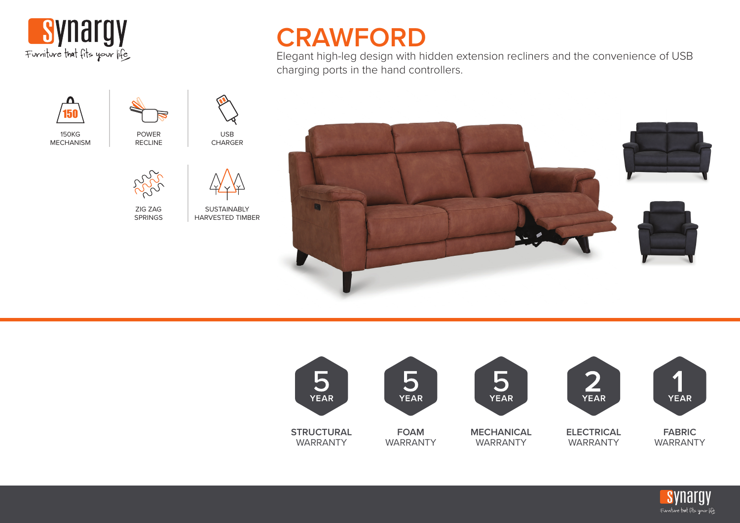Synargy
Furniture that fits your life

# CRAWFORD

Elegant high-leg design with hidden extension recliners and the convenience of USB charging ports in the hand controllers.

- 150KG MECHANISM
- POWER RECLINE
- USB CHARGER
- ZIG ZAG SPRINGS
- SUSTAINABLY HARVESTED TIMBER

| 5 YEAR | 5 YEAR | 5 YEAR | 2 YEAR | 1 YEAR |
|---|---|---|---|---|
| **STRUCTURAL** WARRANTY | **FOAM** WARRANTY | **MECHANICAL** WARRANTY | **ELECTRICAL** WARRANTY | **FABRIC** WARRANTY |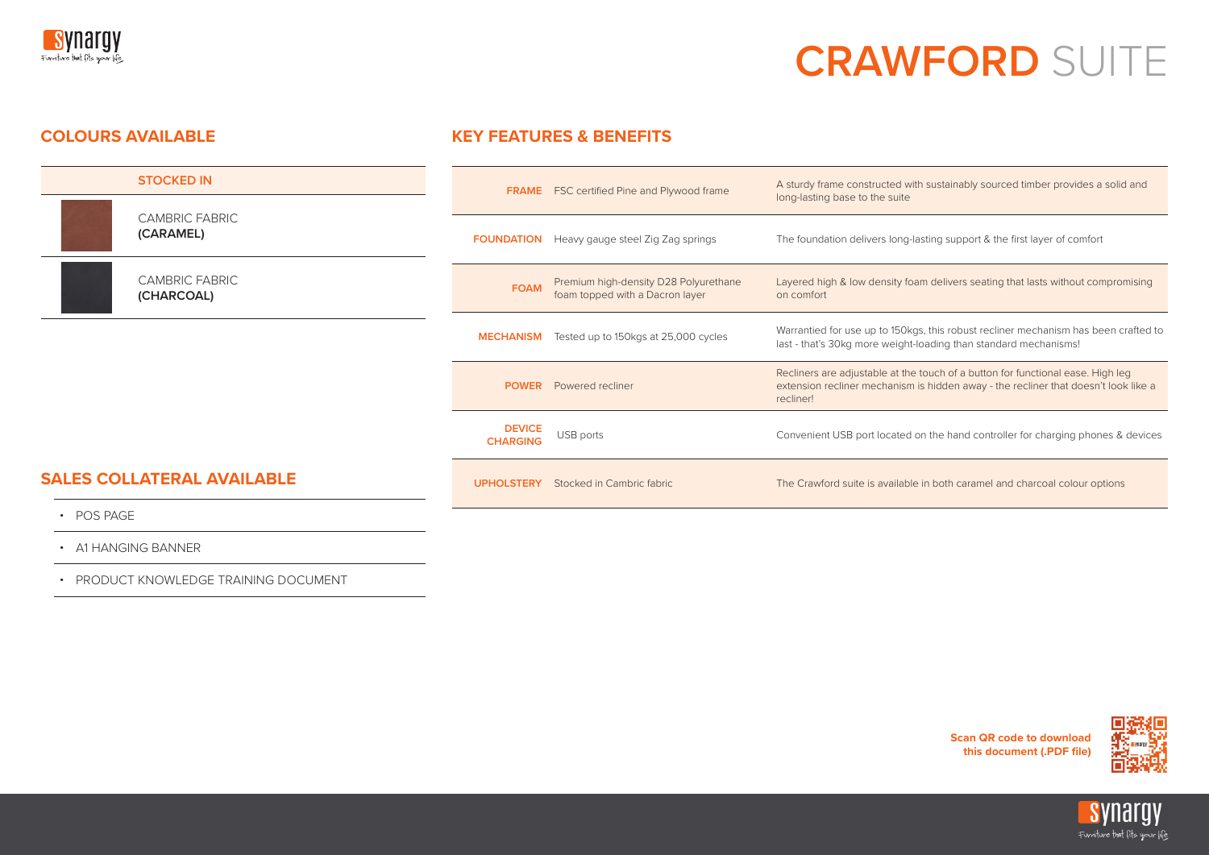# CRAWFORD SUITE

## COLOURS AVAILABLE

| STOCKED IN |
| --- |
| CAMBRIC FABRIC **(CARAMEL)** |
| CAMBRIC FABRIC **(CHARCOAL)** |

## SALES COLLATERAL AVAILABLE

- POS PAGE
- A1 HANGING BANNER
- PRODUCT KNOWLEDGE TRAINING DOCUMENT

## KEY FEATURES & BENEFITS

| | | |
| --- | --- | --- |
| **FRAME** | FSC certified Pine and Plywood frame | A sturdy frame constructed with sustainably sourced timber provides a solid and long-lasting base to the suite |
| **FOUNDATION** | Heavy gauge steel Zig Zag springs | The foundation delivers long-lasting support & the first layer of comfort |
| **FOAM** | Premium high-density D28 Polyurethane foam topped with a Dacron layer | Layered high & low density foam delivers seating that lasts without compromising on comfort |
| **MECHANISM** | Tested up to 150kgs at 25,000 cycles | Warrantied for use up to 150kgs, this robust recliner mechanism has been crafted to last - that's 30kg more weight-loading than standard mechanisms! |
| **POWER** | Powered recliner | Recliners are adjustable at the touch of a button for functional ease. High leg extension recliner mechanism is hidden away - the recliner that doesn't look like a recliner! |
| **DEVICE CHARGING** | USB ports | Convenient USB port located on the hand controller for charging phones & devices |
| **UPHOLSTERY** | Stocked in Cambric fabric | The Crawford suite is available in both caramel and charcoal colour options |

**Scan QR code to download this document (.PDF file)**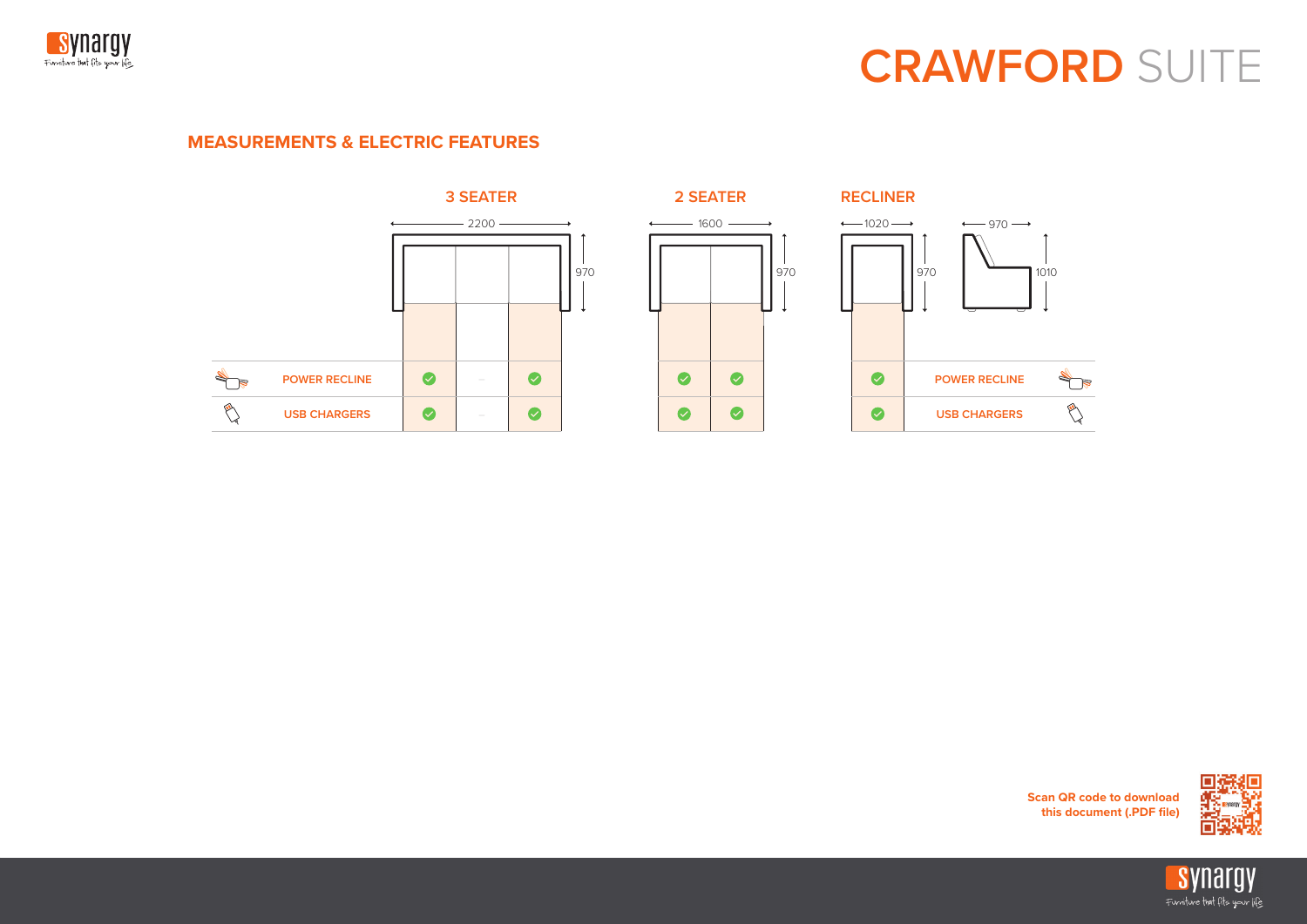# CRAWFORD SUITE

## MEASUREMENTS & ELECTRIC FEATURES

### 3 SEATER

2200

970

### 2 SEATER

1600

970

### RECLINER

1020

970

970

1010

| | 3 Seater | | | 2 Seater | | Recliner |
|---|---|---|---|---|---|---|
| POWER RECLINE | ✓ | – | ✓ | ✓ | ✓ | ✓ |
| USB CHARGERS | ✓ | – | ✓ | ✓ | ✓ | ✓ |

Scan QR code to download this document (.PDF file)